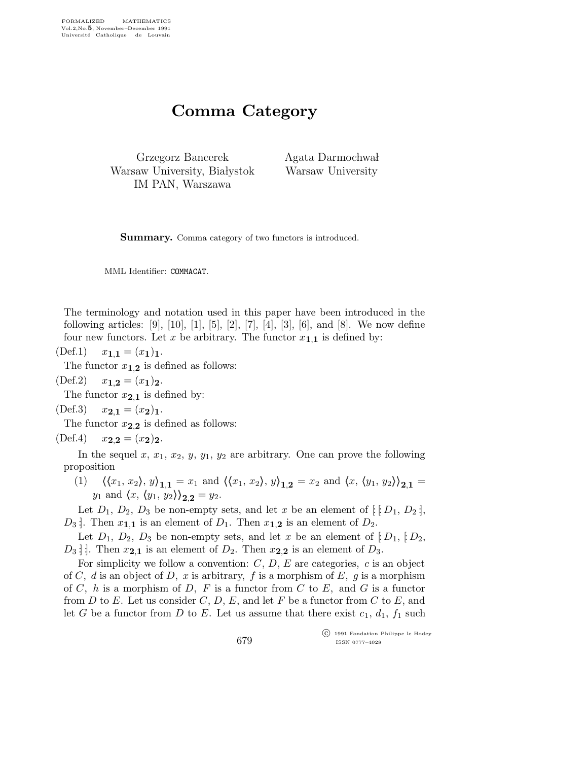FORMALIZED MATHEMATICS
Vol.2,No.5, November–December 1991
Université Catholique de Louvain

# Comma Category

Grzegorz Bancerek
Warsaw University, Białystok
IM PAN, Warszawa

Agata Darmochwał
Warsaw University

**Summary.** Comma category of two functors is introduced.

MML Identifier: COMMACAT.

The terminology and notation used in this paper have been introduced in the following articles: [9], [10], [1], [5], [2], [7], [4], [3], [6], and [8]. We now define four new functors. Let $x$ be arbitrary. The functor $x_{\mathbf{1},\mathbf{1}}$ is defined by:

(Def.1) $x_{\mathbf{1},\mathbf{1}} = (x_{\mathbf{1}})_{\mathbf{1}}$.

The functor $x_{\mathbf{1},\mathbf{2}}$ is defined as follows:

(Def.2) $x_{\mathbf{1},\mathbf{2}} = (x_{\mathbf{1}})_{\mathbf{2}}$.

The functor $x_{\mathbf{2},\mathbf{1}}$ is defined by:

(Def.3) $x_{\mathbf{2},\mathbf{1}} = (x_{\mathbf{2}})_{\mathbf{1}}$.

The functor $x_{\mathbf{2},\mathbf{2}}$ is defined as follows:

(Def.4) $x_{\mathbf{2},\mathbf{2}} = (x_{\mathbf{2}})_{\mathbf{2}}$.

In the sequel $x$, $x_1$, $x_2$, $y$, $y_1$, $y_2$ are arbitrary. One can prove the following proposition

(1) $\langle\langle x_1, x_2\rangle, y\rangle_{\mathbf{1},\mathbf{1}} = x_1$ and $\langle\langle x_1, x_2\rangle, y\rangle_{\mathbf{1},\mathbf{2}} = x_2$ and $\langle x, \langle y_1, y_2\rangle\rangle_{\mathbf{2},\mathbf{1}} = y_1$ and $\langle x, \langle y_1, y_2\rangle\rangle_{\mathbf{2},\mathbf{2}} = y_2$.

Let $D_1$, $D_2$, $D_3$ be non-empty sets, and let $x$ be an element of $[\![ [\![ D_1, D_2 ]\!], D_3 ]\!]$. Then $x_{\mathbf{1},\mathbf{1}}$ is an element of $D_1$. Then $x_{\mathbf{1},\mathbf{2}}$ is an element of $D_2$.

Let $D_1$, $D_2$, $D_3$ be non-empty sets, and let $x$ be an element of $[\![ D_1, [\![ D_2, D_3 ]\!] ]\!]$. Then $x_{\mathbf{2},\mathbf{1}}$ is an element of $D_2$. Then $x_{\mathbf{2},\mathbf{2}}$ is an element of $D_3$.

For simplicity we follow a convention: $C$, $D$, $E$ are categories, $c$ is an object of $C$, $d$ is an object of $D$, $x$ is arbitrary, $f$ is a morphism of $E$, $g$ is a morphism of $C$, $h$ is a morphism of $D$, $F$ is a functor from $C$ to $E$, and $G$ is a functor from $D$ to $E$. Let us consider $C$, $D$, $E$, and let $F$ be a functor from $C$ to $E$, and let $G$ be a functor from $D$ to $E$. Let us assume that there exist $c_1$, $d_1$, $f_1$ such

© 1991 Fondation Philippe le Hodey
ISSN 0777–4028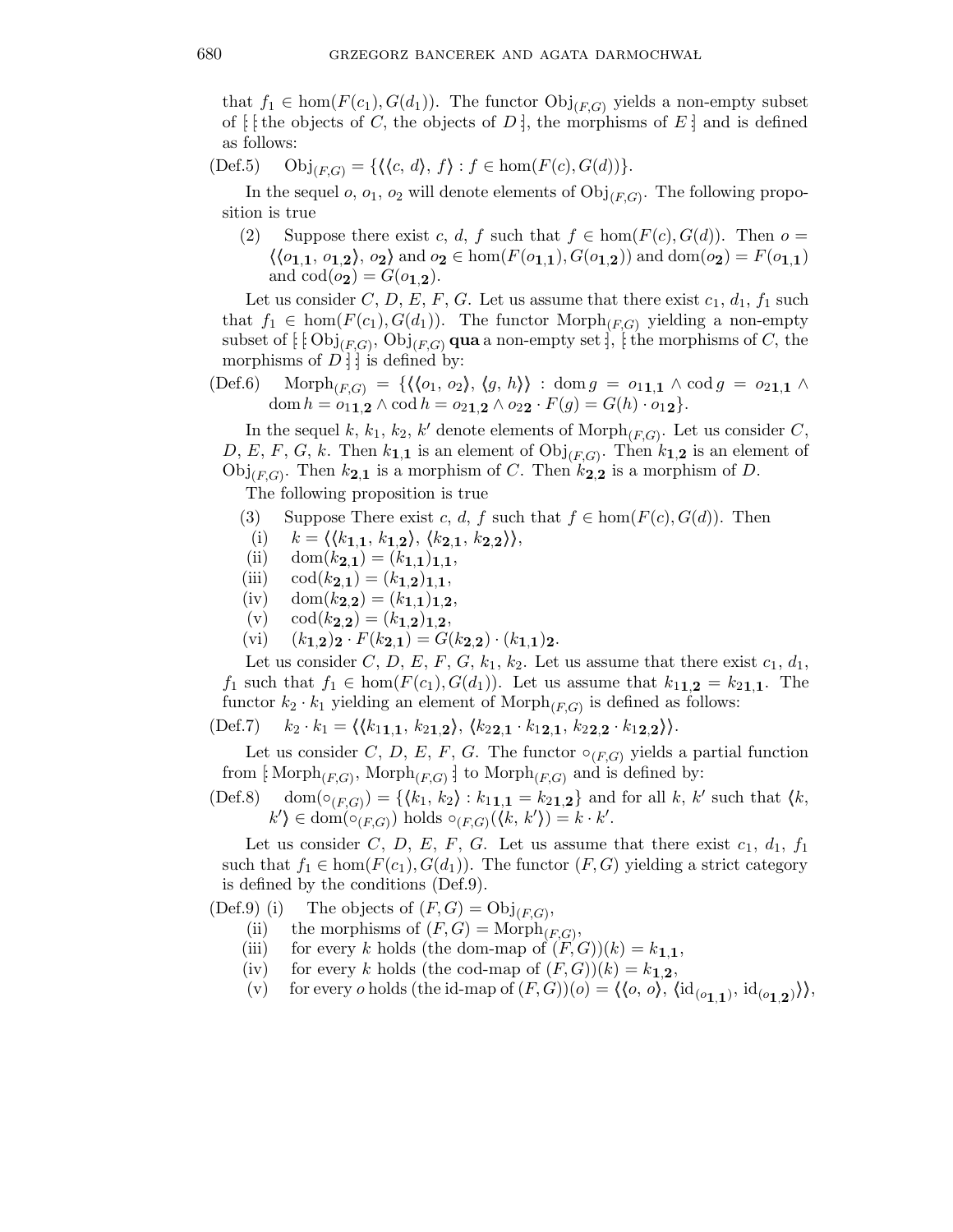that $f_1 \in \hom(F(c_1), G(d_1))$. The functor $\mathrm{Obj}_{(F,G)}$ yields a non-empty subset of $[\![ [\![$ the objects of $C$, the objects of $D ]\!]$, the morphisms of $E ]\!]$ and is defined as follows:

(Def.5) $\quad \mathrm{Obj}_{(F,G)} = \{\langle\langle c,\, d\rangle,\, f\rangle : f \in \hom(F(c), G(d))\}$.

In the sequel $o$, $o_1$, $o_2$ will denote elements of $\mathrm{Obj}_{(F,G)}$. The following proposition is true

(2) Suppose there exist $c$, $d$, $f$ such that $f \in \hom(F(c), G(d))$. Then $o = \langle\langle o_{\mathbf{1},\mathbf{1}},\, o_{\mathbf{1},\mathbf{2}}\rangle,\, o_{\mathbf{2}}\rangle$ and $o_{\mathbf{2}} \in \hom(F(o_{\mathbf{1},\mathbf{1}}), G(o_{\mathbf{1},\mathbf{2}}))$ and $\mathrm{dom}(o_{\mathbf{2}}) = F(o_{\mathbf{1},\mathbf{1}})$ and $\mathrm{cod}(o_{\mathbf{2}}) = G(o_{\mathbf{1},\mathbf{2}})$.

Let us consider $C$, $D$, $E$, $F$, $G$. Let us assume that there exist $c_1$, $d_1$, $f_1$ such that $f_1 \in \hom(F(c_1), G(d_1))$. The functor $\mathrm{Morph}_{(F,G)}$ yielding a non-empty subset of $[\![ [\![ \mathrm{Obj}_{(F,G)}, \mathrm{Obj}_{(F,G)}$ **qua** a non-empty set $]\!]$, $[\![$ the morphisms of $C$, the morphisms of $D ]\!] ]\!]$ is defined by:

(Def.6) $\quad \mathrm{Morph}_{(F,G)} = \{\langle\langle o_1,\, o_2\rangle,\, \langle g,\, h\rangle\rangle : \mathrm{dom}\, g = o_{1\mathbf{1},\mathbf{1}} \wedge \mathrm{cod}\, g = o_{2\mathbf{1},\mathbf{1}} \wedge \mathrm{dom}\, h = o_{1\mathbf{1},\mathbf{2}} \wedge \mathrm{cod}\, h = o_{2\mathbf{1},\mathbf{2}} \wedge o_{2\mathbf{2}} \cdot F(g) = G(h) \cdot o_{1\mathbf{2}}\}$.

In the sequel $k$, $k_1$, $k_2$, $k'$ denote elements of $\mathrm{Morph}_{(F,G)}$. Let us consider $C$, $D$, $E$, $F$, $G$, $k$. Then $k_{\mathbf{1},\mathbf{1}}$ is an element of $\mathrm{Obj}_{(F,G)}$. Then $k_{\mathbf{1},\mathbf{2}}$ is an element of $\mathrm{Obj}_{(F,G)}$. Then $k_{\mathbf{2},\mathbf{1}}$ is a morphism of $C$. Then $k_{\mathbf{2},\mathbf{2}}$ is a morphism of $D$.

The following proposition is true

(3) Suppose There exist $c$, $d$, $f$ such that $f \in \hom(F(c), G(d))$. Then

(i) $k = \langle\langle k_{\mathbf{1},\mathbf{1}},\, k_{\mathbf{1},\mathbf{2}}\rangle,\, \langle k_{\mathbf{2},\mathbf{1}},\, k_{\mathbf{2},\mathbf{2}}\rangle\rangle$,

(ii) $\mathrm{dom}(k_{\mathbf{2},\mathbf{1}}) = (k_{\mathbf{1},\mathbf{1}})_{\mathbf{1},\mathbf{1}}$,

(iii) $\mathrm{cod}(k_{\mathbf{2},\mathbf{1}}) = (k_{\mathbf{1},\mathbf{2}})_{\mathbf{1},\mathbf{1}}$,

(iv) $\mathrm{dom}(k_{\mathbf{2},\mathbf{2}}) = (k_{\mathbf{1},\mathbf{1}})_{\mathbf{1},\mathbf{2}}$,

(v) $\mathrm{cod}(k_{\mathbf{2},\mathbf{2}}) = (k_{\mathbf{1},\mathbf{2}})_{\mathbf{1},\mathbf{2}}$,

(vi) $(k_{\mathbf{1},\mathbf{2}})_{\mathbf{2}} \cdot F(k_{\mathbf{2},\mathbf{1}}) = G(k_{\mathbf{2},\mathbf{2}}) \cdot (k_{\mathbf{1},\mathbf{1}})_{\mathbf{2}}$.

Let us consider $C$, $D$, $E$, $F$, $G$, $k_1$, $k_2$. Let us assume that there exist $c_1$, $d_1$, $f_1$ such that $f_1 \in \hom(F(c_1), G(d_1))$. Let us assume that $k_{1\mathbf{1},\mathbf{2}} = k_{2\mathbf{1},\mathbf{1}}$. The functor $k_2 \cdot k_1$ yielding an element of $\mathrm{Morph}_{(F,G)}$ is defined as follows:

(Def.7) $\quad k_2 \cdot k_1 = \langle\langle k_{1\mathbf{1},\mathbf{1}},\, k_{2\mathbf{1},\mathbf{2}}\rangle,\, \langle k_{2\mathbf{2},\mathbf{1}} \cdot k_{1\mathbf{2},\mathbf{1}},\, k_{2\mathbf{2},\mathbf{2}} \cdot k_{1\mathbf{2},\mathbf{2}}\rangle\rangle$.

Let us consider $C$, $D$, $E$, $F$, $G$. The functor $\circ_{(F,G)}$ yields a partial function from $[\![ \mathrm{Morph}_{(F,G)}, \mathrm{Morph}_{(F,G)} ]\!]$ to $\mathrm{Morph}_{(F,G)}$ and is defined by:

(Def.8) $\quad \mathrm{dom}(\circ_{(F,G)}) = \{\langle k_1,\, k_2\rangle : k_{1\mathbf{1},\mathbf{1}} = k_{2\mathbf{1},\mathbf{2}}\}$ and for all $k$, $k'$ such that $\langle k,\, k'\rangle \in \mathrm{dom}(\circ_{(F,G)})$ holds $\circ_{(F,G)}(\langle k,\, k'\rangle) = k \cdot k'$.

Let us consider $C$, $D$, $E$, $F$, $G$. Let us assume that there exist $c_1$, $d_1$, $f_1$ such that $f_1 \in \hom(F(c_1), G(d_1))$. The functor $(F, G)$ yielding a strict category is defined by the conditions (Def.9).

(Def.9) (i) The objects of $(F, G) = \mathrm{Obj}_{(F,G)}$,

(ii) the morphisms of $(F, G) = \mathrm{Morph}_{(F,G)}$,

(iii) for every $k$ holds (the dom-map of $(F, G)$)$(k) = k_{\mathbf{1},\mathbf{1}}$,

(iv) for every $k$ holds (the cod-map of $(F, G)$)$(k) = k_{\mathbf{1},\mathbf{2}}$,

(v) for every $o$ holds (the id-map of $(F, G)$)$(o) = \langle\langle o,\, o\rangle,\, \langle \mathrm{id}_{(o_{\mathbf{1},\mathbf{1}})},\, \mathrm{id}_{(o_{\mathbf{1},\mathbf{2}})}\rangle\rangle$,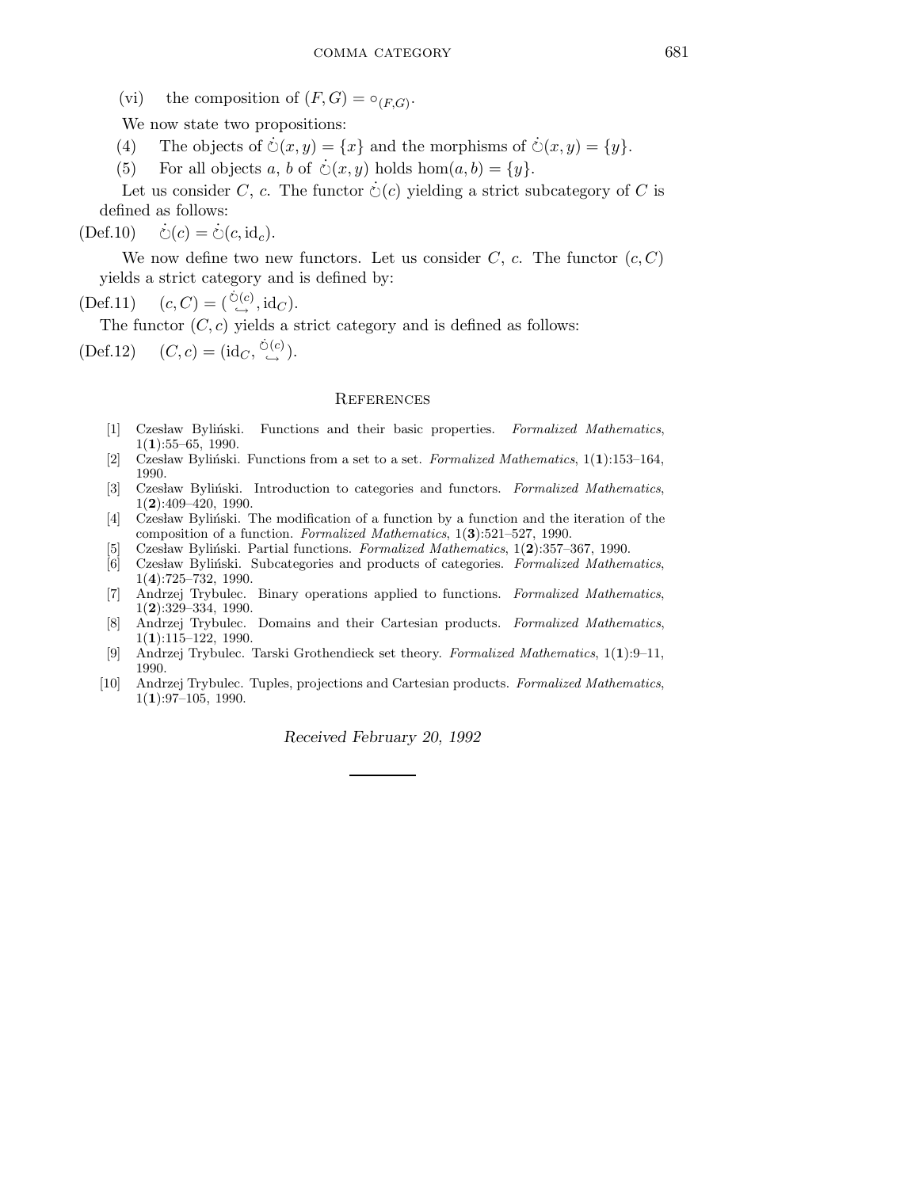(vi) the composition of $(F, G) = \circ_{(F,G)}$.

We now state two propositions:

(4) The objects of $\dot{\circlearrowleft}(x, y) = \{x\}$ and the morphisms of $\dot{\circlearrowleft}(x, y) = \{y\}$.

(5) For all objects $a$, $b$ of $\dot{\circlearrowleft}(x, y)$ holds $\hom(a, b) = \{y\}$.

Let us consider $C$, $c$. The functor $\dot{\circlearrowleft}(c)$ yielding a strict subcategory of $C$ is defined as follows:

(Def.10) $\dot{\circlearrowleft}(c) = \dot{\circlearrowleft}(c, \mathrm{id}_c)$.

We now define two new functors. Let us consider $C$, $c$. The functor $(c, C)$ yields a strict category and is defined by:

(Def.11) $(c, C) = (\overset{\dot{\circlearrowleft}(c)}{\hookrightarrow}, \mathrm{id}_C)$.

The functor $(C, c)$ yields a strict category and is defined as follows:

(Def.12) $(C, c) = (\mathrm{id}_C, \overset{\dot{\circlearrowleft}(c)}{\hookrightarrow})$.

## References

[1] Czesław Byliński. Functions and their basic properties. *Formalized Mathematics*, 1(**1**):55–65, 1990.

[2] Czesław Byliński. Functions from a set to a set. *Formalized Mathematics*, 1(**1**):153–164, 1990.

[3] Czesław Byliński. Introduction to categories and functors. *Formalized Mathematics*, 1(**2**):409–420, 1990.

[4] Czesław Byliński. The modification of a function by a function and the iteration of the composition of a function. *Formalized Mathematics*, 1(**3**):521–527, 1990.

[5] Czesław Byliński. Partial functions. *Formalized Mathematics*, 1(**2**):357–367, 1990.

[6] Czesław Byliński. Subcategories and products of categories. *Formalized Mathematics*, 1(**4**):725–732, 1990.

[7] Andrzej Trybulec. Binary operations applied to functions. *Formalized Mathematics*, 1(**2**):329–334, 1990.

[8] Andrzej Trybulec. Domains and their Cartesian products. *Formalized Mathematics*, 1(**1**):115–122, 1990.

[9] Andrzej Trybulec. Tarski Grothendieck set theory. *Formalized Mathematics*, 1(**1**):9–11, 1990.

[10] Andrzej Trybulec. Tuples, projections and Cartesian products. *Formalized Mathematics*, 1(**1**):97–105, 1990.

*Received February 20, 1992*